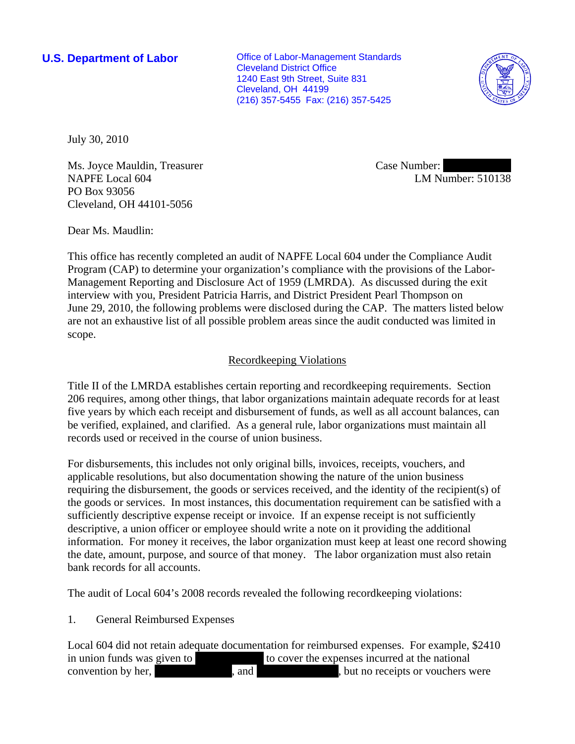**U.S. Department of Labor**

Office of Labor-Management Standards
Cleveland District Office
1240 East 9th Street, Suite 831
Cleveland, OH 44199
(216) 357-5455 Fax: (216) 357-5425

July 30, 2010

Ms. Joyce Mauldin, Treasurer
NAPFE Local 604
PO Box 93056
Cleveland, OH 44101-5056

Case Number: [redacted]
LM Number: 510138

Dear Ms. Maudlin:

This office has recently completed an audit of NAPFE Local 604 under the Compliance Audit Program (CAP) to determine your organization's compliance with the provisions of the Labor-Management Reporting and Disclosure Act of 1959 (LMRDA). As discussed during the exit interview with you, President Patricia Harris, and District President Pearl Thompson on June 29, 2010, the following problems were disclosed during the CAP. The matters listed below are not an exhaustive list of all possible problem areas since the audit conducted was limited in scope.

## Recordkeeping Violations

Title II of the LMRDA establishes certain reporting and recordkeeping requirements. Section 206 requires, among other things, that labor organizations maintain adequate records for at least five years by which each receipt and disbursement of funds, as well as all account balances, can be verified, explained, and clarified. As a general rule, labor organizations must maintain all records used or received in the course of union business.

For disbursements, this includes not only original bills, invoices, receipts, vouchers, and applicable resolutions, but also documentation showing the nature of the union business requiring the disbursement, the goods or services received, and the identity of the recipient(s) of the goods or services. In most instances, this documentation requirement can be satisfied with a sufficiently descriptive expense receipt or invoice. If an expense receipt is not sufficiently descriptive, a union officer or employee should write a note on it providing the additional information. For money it receives, the labor organization must keep at least one record showing the date, amount, purpose, and source of that money. The labor organization must also retain bank records for all accounts.

The audit of Local 604's 2008 records revealed the following recordkeeping violations:

1. General Reimbursed Expenses

Local 604 did not retain adequate documentation for reimbursed expenses. For example, \$2410 in union funds was given to [redacted] to cover the expenses incurred at the national convention by her, [redacted], and [redacted], but no receipts or vouchers were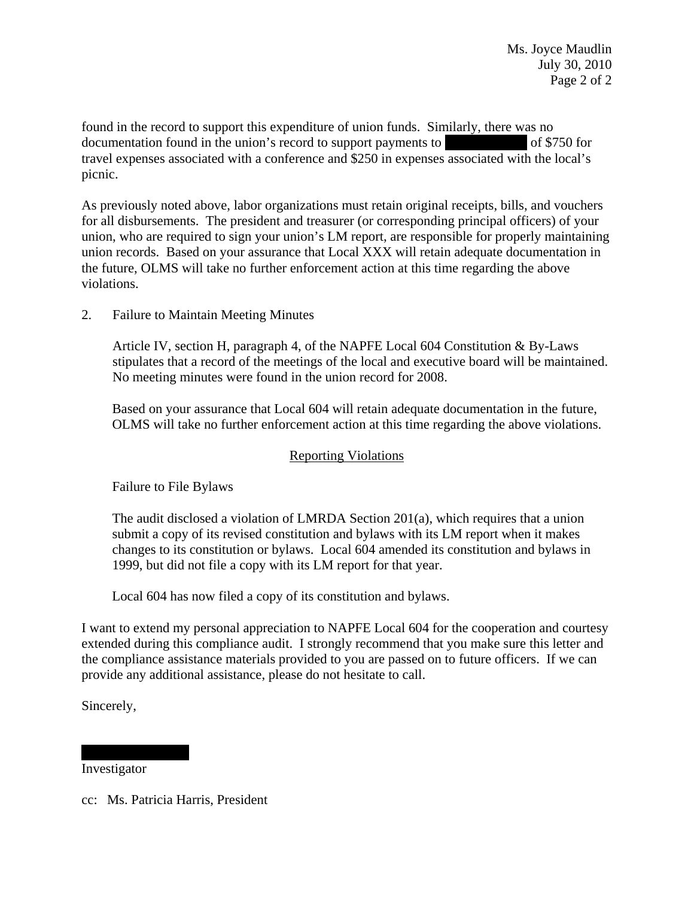found in the record to support this expenditure of union funds. Similarly, there was no documentation found in the union's record to support payments to [REDACTED] of $750 for travel expenses associated with a conference and $250 in expenses associated with the local's picnic.

As previously noted above, labor organizations must retain original receipts, bills, and vouchers for all disbursements. The president and treasurer (or corresponding principal officers) of your union, who are required to sign your union's LM report, are responsible for properly maintaining union records. Based on your assurance that Local XXX will retain adequate documentation in the future, OLMS will take no further enforcement action at this time regarding the above violations.

2. Failure to Maintain Meeting Minutes

Article IV, section H, paragraph 4, of the NAPFE Local 604 Constitution & By-Laws stipulates that a record of the meetings of the local and executive board will be maintained. No meeting minutes were found in the union record for 2008.

Based on your assurance that Local 604 will retain adequate documentation in the future, OLMS will take no further enforcement action at this time regarding the above violations.

## Reporting Violations

Failure to File Bylaws

The audit disclosed a violation of LMRDA Section 201(a), which requires that a union submit a copy of its revised constitution and bylaws with its LM report when it makes changes to its constitution or bylaws. Local 604 amended its constitution and bylaws in 1999, but did not file a copy with its LM report for that year.

Local 604 has now filed a copy of its constitution and bylaws.

I want to extend my personal appreciation to NAPFE Local 604 for the cooperation and courtesy extended during this compliance audit. I strongly recommend that you make sure this letter and the compliance assistance materials provided to you are passed on to future officers. If we can provide any additional assistance, please do not hesitate to call.

Sincerely,

[REDACTED]

Investigator

cc: Ms. Patricia Harris, President